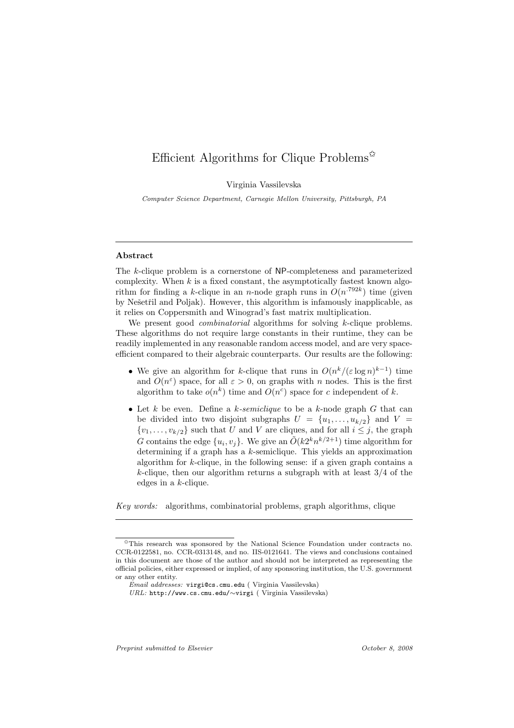# Efficient Algorithms for Clique Problems[☆]

Virginia Vassilevska

*Computer Science Department, Carnegie Mellon University, Pittsburgh, PA*

---

**Abstract**

The $k$-clique problem is a cornerstone of NP-completeness and parameterized complexity. When $k$ is a fixed constant, the asymptotically fastest known algorithm for finding a $k$-clique in an $n$-node graph runs in $O(n^{.792k})$ time (given by Nešetřil and Poljak). However, this algorithm is infamously inapplicable, as it relies on Coppersmith and Winograd's fast matrix multiplication.

We present good *combinatorial* algorithms for solving $k$-clique problems. These algorithms do not require large constants in their runtime, they can be readily implemented in any reasonable random access model, and are very space-efficient compared to their algebraic counterparts. Our results are the following:

- We give an algorithm for $k$-clique that runs in $O(n^k/(\varepsilon \log n)^{k-1})$ time and $O(n^\varepsilon)$ space, for all $\varepsilon > 0$, on graphs with $n$ nodes. This is the first algorithm to take $o(n^k)$ time and $O(n^c)$ space for $c$ independent of $k$.
- Let $k$ be even. Define a *$k$-semiclique* to be a $k$-node graph $G$ that can be divided into two disjoint subgraphs $U = \{u_1, \ldots, u_{k/2}\}$ and $V = \{v_1, \ldots, v_{k/2}\}$ such that $U$ and $V$ are cliques, and for all $i \leq j$, the graph $G$ contains the edge $\{u_i, v_j\}$. We give an $\tilde{O}(k2^k n^{k/2+1})$ time algorithm for determining if a graph has a $k$-semiclique. This yields an approximation algorithm for $k$-clique, in the following sense: if a given graph contains a $k$-clique, then our algorithm returns a subgraph with at least $3/4$ of the edges in a $k$-clique.

*Key words:* algorithms, combinatorial problems, graph algorithms, clique

---

[☆] This research was sponsored by the National Science Foundation under contracts no. CCR-0122581, no. CCR-0313148, and no. IIS-0121641. The views and conclusions contained in this document are those of the author and should not be interpreted as representing the official policies, either expressed or implied, of any sponsoring institution, the U.S. government or any other entity.

*Email addresses:* virgi@cs.cmu.edu ( Virginia Vassilevska)

*URL:* http://www.cs.cmu.edu/∼virgi ( Virginia Vassilevska)

*Preprint submitted to Elsevier* *October 8, 2008*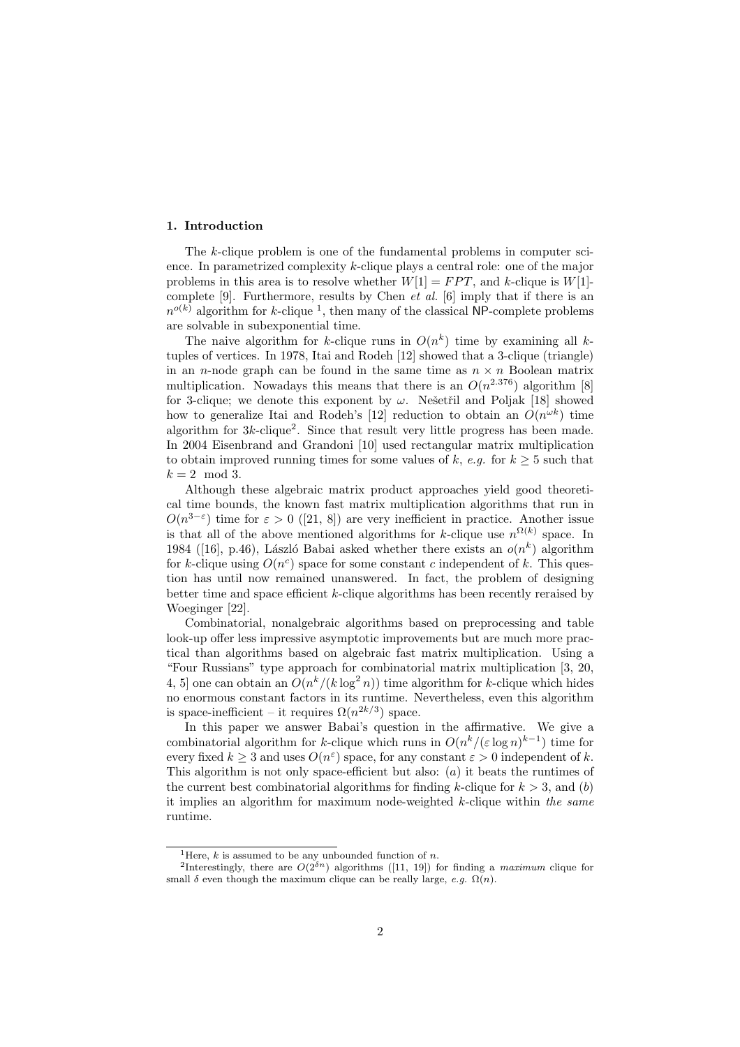## 1. Introduction

The $k$-clique problem is one of the fundamental problems in computer science. In parametrized complexity $k$-clique plays a central role: one of the major problems in this area is to resolve whether $W[1] = FPT$, and $k$-clique is $W[1]$-complete [9]. Furthermore, results by Chen *et al.* [6] imply that if there is an $n^{o(k)}$ algorithm for $k$-clique [1], then many of the classical NP-complete problems are solvable in subexponential time.

The naive algorithm for $k$-clique runs in $O(n^k)$ time by examining all $k$-tuples of vertices. In 1978, Itai and Rodeh [12] showed that a 3-clique (triangle) in an $n$-node graph can be found in the same time as $n \times n$ Boolean matrix multiplication. Nowadays this means that there is an $O(n^{2.376})$ algorithm [8] for 3-clique; we denote this exponent by $\omega$. Nešetřil and Poljak [18] showed how to generalize Itai and Rodeh's [12] reduction to obtain an $O(n^{\omega k})$ time algorithm for $3k$-clique[2]. Since that result very little progress has been made. In 2004 Eisenbrand and Grandoni [10] used rectangular matrix multiplication to obtain improved running times for some values of $k$, *e.g.* for $k \geq 5$ such that $k = 2 \mod 3$.

Although these algebraic matrix product approaches yield good theoretical time bounds, the known fast matrix multiplication algorithms that run in $O(n^{3-\varepsilon})$ time for $\varepsilon > 0$ ([21, 8]) are very inefficient in practice. Another issue is that all of the above mentioned algorithms for $k$-clique use $n^{\Omega(k)}$ space. In 1984 ([16], p.46), László Babai asked whether there exists an $o(n^k)$ algorithm for $k$-clique using $O(n^c)$ space for some constant $c$ independent of $k$. This question has until now remained unanswered. In fact, the problem of designing better time and space efficient $k$-clique algorithms has been recently reraised by Woeginger [22].

Combinatorial, nonalgebraic algorithms based on preprocessing and table look-up offer less impressive asymptotic improvements but are much more practical than algorithms based on algebraic fast matrix multiplication. Using a "Four Russians" type approach for combinatorial matrix multiplication [3, 20, 4, 5] one can obtain an $O(n^k/(k \log^2 n))$ time algorithm for $k$-clique which hides no enormous constant factors in its runtime. Nevertheless, even this algorithm is space-inefficient – it requires $\Omega(n^{2k/3})$ space.

In this paper we answer Babai's question in the affirmative. We give a combinatorial algorithm for $k$-clique which runs in $O(n^k/(\varepsilon \log n)^{k-1})$ time for every fixed $k \geq 3$ and uses $O(n^\varepsilon)$ space, for any constant $\varepsilon > 0$ independent of $k$. This algorithm is not only space-efficient but also: ($a$) it beats the runtimes of the current best combinatorial algorithms for finding $k$-clique for $k > 3$, and ($b$) it implies an algorithm for maximum node-weighted $k$-clique within *the same* runtime.

[1] Here, $k$ is assumed to be any unbounded function of $n$.

[2] Interestingly, there are $O(2^{\delta n})$ algorithms ([11, 19]) for finding a *maximum* clique for small $\delta$ even though the maximum clique can be really large, *e.g.* $\Omega(n)$.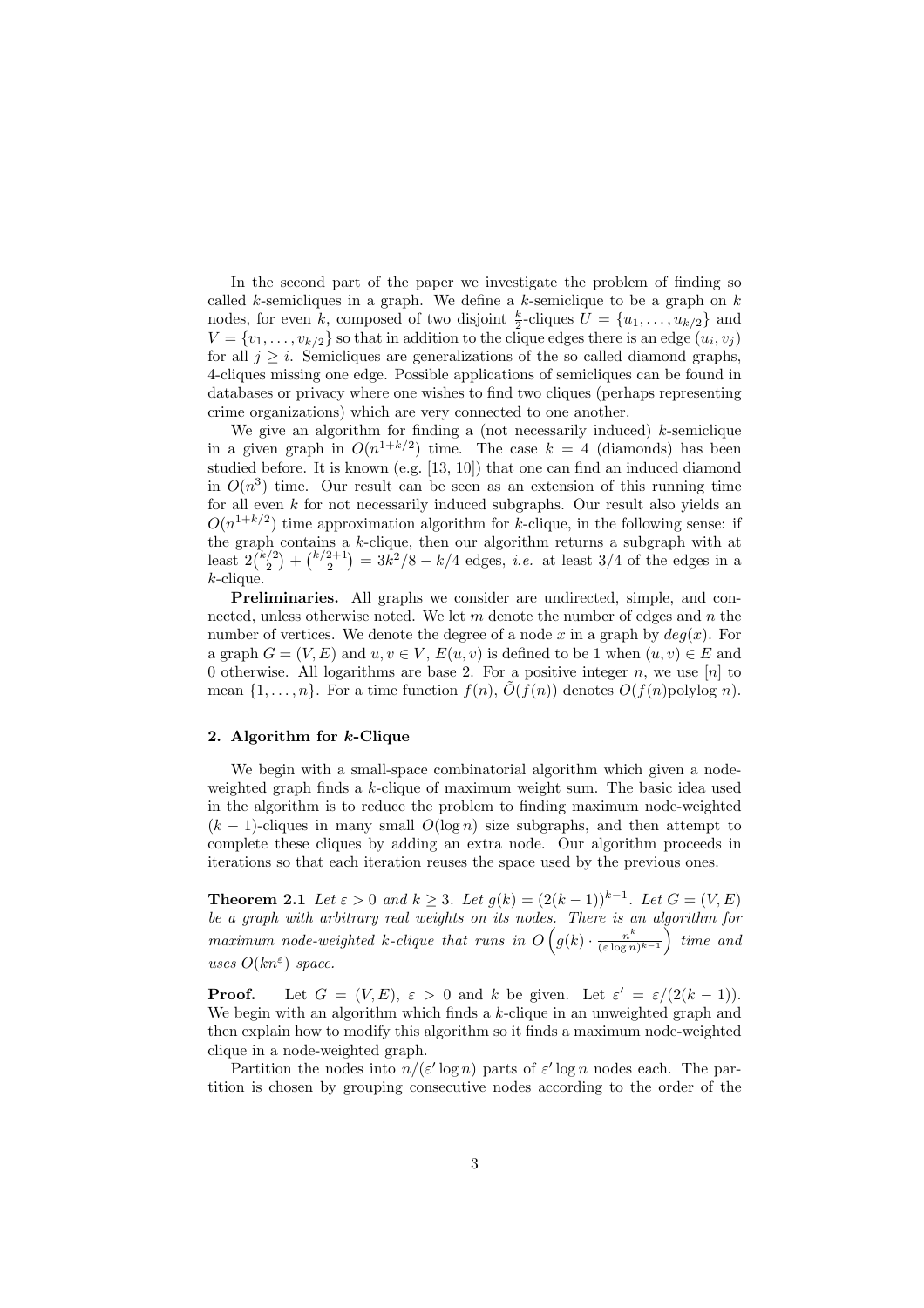In the second part of the paper we investigate the problem of finding so called $k$-semicliques in a graph. We define a $k$-semiclique to be a graph on $k$ nodes, for even $k$, composed of two disjoint $\frac{k}{2}$-cliques $U = \{u_1, \ldots, u_{k/2}\}$ and $V = \{v_1, \ldots, v_{k/2}\}$ so that in addition to the clique edges there is an edge $(u_i, v_j)$ for all $j \geq i$. Semicliques are generalizations of the so called diamond graphs, 4-cliques missing one edge. Possible applications of semicliques can be found in databases or privacy where one wishes to find two cliques (perhaps representing crime organizations) which are very connected to one another.

We give an algorithm for finding a (not necessarily induced) $k$-semiclique in a given graph in $O(n^{1+k/2})$ time. The case $k = 4$ (diamonds) has been studied before. It is known (e.g. [13, 10]) that one can find an induced diamond in $O(n^3)$ time. Our result can be seen as an extension of this running time for all even $k$ for not necessarily induced subgraphs. Our result also yields an $O(n^{1+k/2})$ time approximation algorithm for $k$-clique, in the following sense: if the graph contains a $k$-clique, then our algorithm returns a subgraph with at least $2\binom{k/2}{2} + \binom{k/2+1}{2} = 3k^2/8 - k/4$ edges, *i.e.* at least 3/4 of the edges in a $k$-clique.

**Preliminaries.** All graphs we consider are undirected, simple, and connected, unless otherwise noted. We let $m$ denote the number of edges and $n$ the number of vertices. We denote the degree of a node $x$ in a graph by $deg(x)$. For a graph $G = (V, E)$ and $u, v \in V$, $E(u, v)$ is defined to be 1 when $(u, v) \in E$ and 0 otherwise. All logarithms are base 2. For a positive integer $n$, we use $[n]$ to mean $\{1, \ldots, n\}$. For a time function $f(n)$, $\tilde{O}(f(n))$ denotes $O(f(n)\text{polylog } n)$.

## 2. Algorithm for $k$-Clique

We begin with a small-space combinatorial algorithm which given a node-weighted graph finds a $k$-clique of maximum weight sum. The basic idea used in the algorithm is to reduce the problem to finding maximum node-weighted $(k-1)$-cliques in many small $O(\log n)$ size subgraphs, and then attempt to complete these cliques by adding an extra node. Our algorithm proceeds in iterations so that each iteration reuses the space used by the previous ones.

**Theorem 2.1** *Let $\varepsilon > 0$ and $k \geq 3$. Let $g(k) = (2(k-1))^{k-1}$. Let $G = (V, E)$ be a graph with arbitrary real weights on its nodes. There is an algorithm for maximum node-weighted $k$-clique that runs in $O\left(g(k) \cdot \frac{n^k}{(\varepsilon \log n)^{k-1}}\right)$ time and uses $O(kn^{\varepsilon})$ space.*

**Proof.** Let $G = (V, E)$, $\varepsilon > 0$ and $k$ be given. Let $\varepsilon' = \varepsilon/(2(k-1))$. We begin with an algorithm which finds a $k$-clique in an unweighted graph and then explain how to modify this algorithm so it finds a maximum node-weighted clique in a node-weighted graph.

Partition the nodes into $n/(\varepsilon' \log n)$ parts of $\varepsilon' \log n$ nodes each. The partition is chosen by grouping consecutive nodes according to the order of the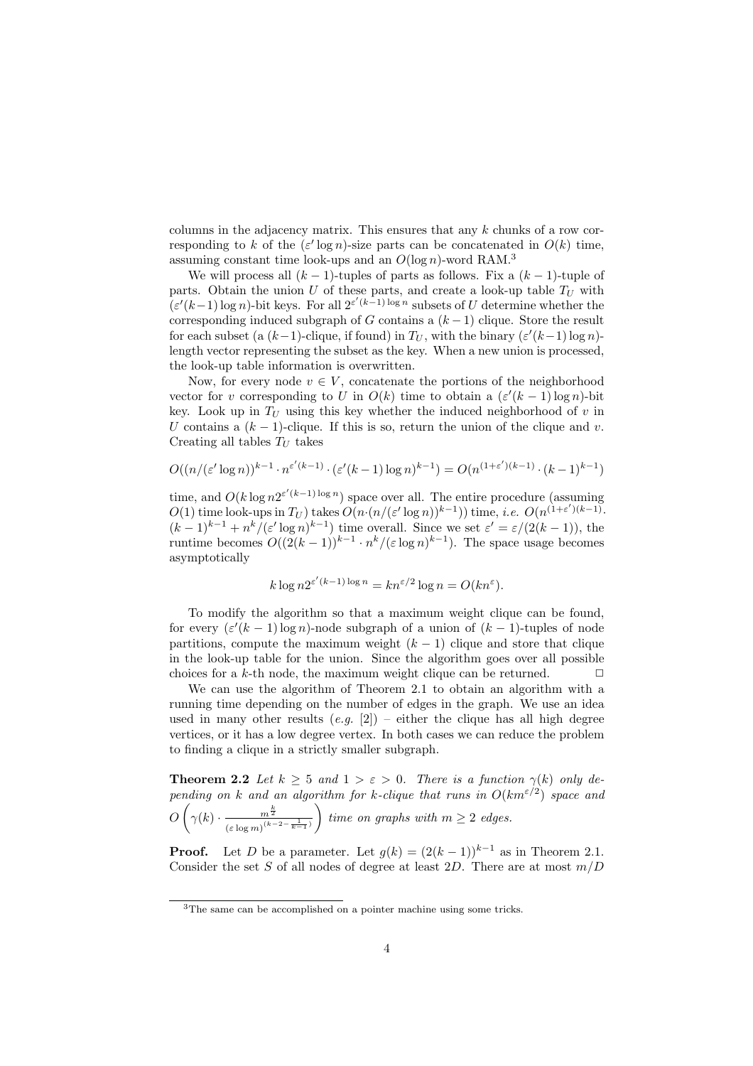columns in the adjacency matrix. This ensures that any $k$ chunks of a row corresponding to $k$ of the $(\varepsilon' \log n)$-size parts can be concatenated in $O(k)$ time, assuming constant time look-ups and an $O(\log n)$-word RAM.[3]

We will process all $(k-1)$-tuples of parts as follows. Fix a $(k-1)$-tuple of parts. Obtain the union $U$ of these parts, and create a look-up table $T_U$ with $(\varepsilon'(k-1)\log n)$-bit keys. For all $2^{\varepsilon'(k-1)\log n}$ subsets of $U$ determine whether the corresponding induced subgraph of $G$ contains a $(k-1)$ clique. Store the result for each subset (a $(k-1)$-clique, if found) in $T_U$, with the binary $(\varepsilon'(k-1)\log n)$-length vector representing the subset as the key. When a new union is processed, the look-up table information is overwritten.

Now, for every node $v \in V$, concatenate the portions of the neighborhood vector for $v$ corresponding to $U$ in $O(k)$ time to obtain a $(\varepsilon'(k-1)\log n)$-bit key. Look up in $T_U$ using this key whether the induced neighborhood of $v$ in $U$ contains a $(k-1)$-clique. If this is so, return the union of the clique and $v$. Creating all tables $T_U$ takes

$$O((n/(\varepsilon' \log n))^{k-1} \cdot n^{\varepsilon'(k-1)} \cdot (\varepsilon'(k-1)\log n)^{k-1}) = O(n^{(1+\varepsilon')(k-1)} \cdot (k-1)^{k-1})$$

time, and $O(k \log n 2^{\varepsilon'(k-1)\log n})$ space over all. The entire procedure (assuming $O(1)$ time look-ups in $T_U$) takes $O(n \cdot (n/(\varepsilon' \log n))^{k-1}))$ time, *i.e.* $O(n^{(1+\varepsilon')(k-1)} \cdot (k-1)^{k-1} + n^k/(\varepsilon' \log n)^{k-1})$ time overall. Since we set $\varepsilon' = \varepsilon/(2(k-1))$, the runtime becomes $O((2(k-1))^{k-1} \cdot n^k/(\varepsilon \log n)^{k-1})$. The space usage becomes asymptotically

$$k \log n 2^{\varepsilon'(k-1)\log n} = kn^{\varepsilon/2} \log n = O(kn^{\varepsilon}).$$

To modify the algorithm so that a maximum weight clique can be found, for every $(\varepsilon'(k-1)\log n)$-node subgraph of a union of $(k-1)$-tuples of node partitions, compute the maximum weight $(k-1)$ clique and store that clique in the look-up table for the union. Since the algorithm goes over all possible choices for a $k$-th node, the maximum weight clique can be returned. □

We can use the algorithm of Theorem 2.1 to obtain an algorithm with a running time depending on the number of edges in the graph. We use an idea used in many other results (*e.g.* [2]) – either the clique has all high degree vertices, or it has a low degree vertex. In both cases we can reduce the problem to finding a clique in a strictly smaller subgraph.

**Theorem 2.2** *Let $k \geq 5$ and $1 > \varepsilon > 0$. There is a function $\gamma(k)$ only depending on $k$ and an algorithm for $k$-clique that runs in $O(km^{\varepsilon/2})$ space and $O\left(\gamma(k) \cdot \frac{m^{\frac{k}{2}}}{(\varepsilon \log m)^{(k-2-\frac{1}{k-1})}}\right)$ time on graphs with $m \geq 2$ edges.*

**Proof.** Let $D$ be a parameter. Let $g(k) = (2(k-1))^{k-1}$ as in Theorem 2.1. Consider the set $S$ of all nodes of degree at least $2D$. There are at most $m/D$

---

[3] The same can be accomplished on a pointer machine using some tricks.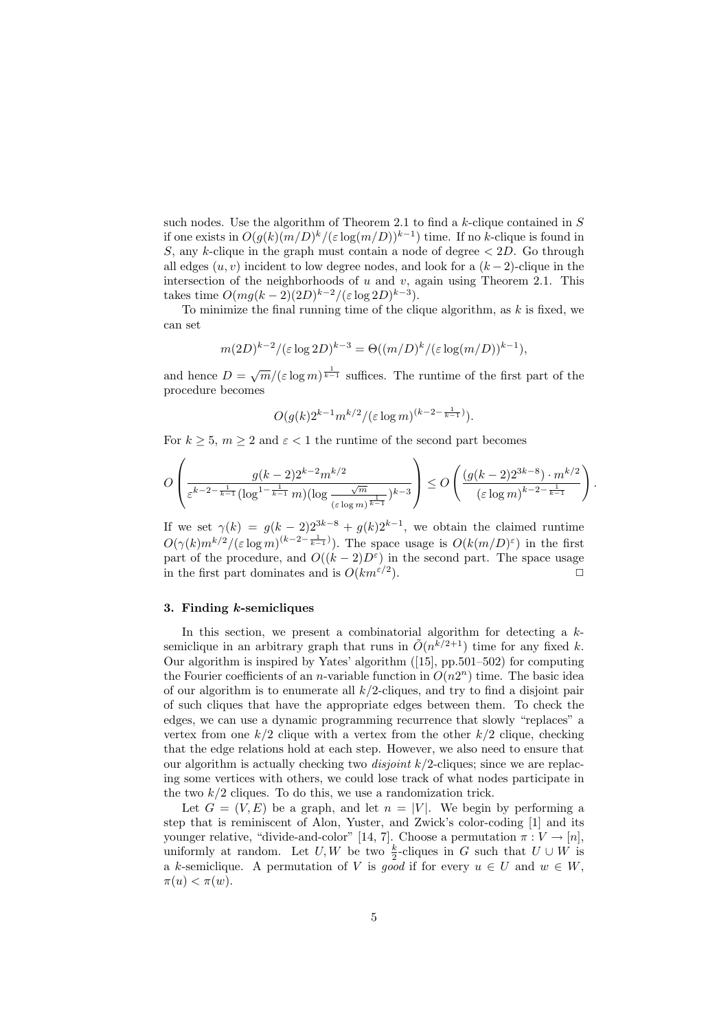such nodes. Use the algorithm of Theorem 2.1 to find a $k$-clique contained in $S$ if one exists in $O(g(k)(m/D)^k/(\varepsilon \log(m/D))^{k-1})$ time. If no $k$-clique is found in $S$, any $k$-clique in the graph must contain a node of degree $< 2D$. Go through all edges $(u, v)$ incident to low degree nodes, and look for a $(k-2)$-clique in the intersection of the neighborhoods of $u$ and $v$, again using Theorem 2.1. This takes time $O(mg(k-2)(2D)^{k-2}/(\varepsilon \log 2D)^{k-3})$.

To minimize the final running time of the clique algorithm, as $k$ is fixed, we can set

$$m(2D)^{k-2}/(\varepsilon \log 2D)^{k-3} = \Theta((m/D)^k/(\varepsilon \log(m/D))^{k-1}),$$

and hence $D = \sqrt{m}/(\varepsilon \log m)^{\frac{1}{k-1}}$ suffices. The runtime of the first part of the procedure becomes

$$O(g(k)2^{k-1}m^{k/2}/(\varepsilon \log m)^{(k-2-\frac{1}{k-1})}).$$

For $k \geq 5$, $m \geq 2$ and $\varepsilon < 1$ the runtime of the second part becomes

$$O\left(\frac{g(k-2)2^{k-2}m^{k/2}}{\varepsilon^{k-2-\frac{1}{k-1}}(\log^{1-\frac{1}{k-1}} m)(\log \frac{\sqrt{m}}{(\varepsilon \log m)^{\frac{1}{k-1}}})^{k-3}}\right) \leq O\left(\frac{(g(k-2)2^{3k-8}) \cdot m^{k/2}}{(\varepsilon \log m)^{k-2-\frac{1}{k-1}}}\right).$$

If we set $\gamma(k) = g(k-2)2^{3k-8} + g(k)2^{k-1}$, we obtain the claimed runtime $O(\gamma(k)m^{k/2}/(\varepsilon \log m)^{(k-2-\frac{1}{k-1})})$. The space usage is $O(k(m/D)^{\varepsilon})$ in the first part of the procedure, and $O((k-2)D^{\varepsilon})$ in the second part. The space usage in the first part dominates and is $O(km^{\varepsilon/2})$. □

## 3. Finding $k$-semicliques

In this section, we present a combinatorial algorithm for detecting a $k$-semiclique in an arbitrary graph that runs in $\tilde{O}(n^{k/2+1})$ time for any fixed $k$. Our algorithm is inspired by Yates' algorithm ([15], pp.501–502) for computing the Fourier coefficients of an $n$-variable function in $O(n2^n)$ time. The basic idea of our algorithm is to enumerate all $k/2$-cliques, and try to find a disjoint pair of such cliques that have the appropriate edges between them. To check the edges, we can use a dynamic programming recurrence that slowly "replaces" a vertex from one $k/2$ clique with a vertex from the other $k/2$ clique, checking that the edge relations hold at each step. However, we also need to ensure that our algorithm is actually checking two *disjoint* $k/2$-cliques; since we are replacing some vertices with others, we could lose track of what nodes participate in the two $k/2$ cliques. To do this, we use a randomization trick.

Let $G = (V, E)$ be a graph, and let $n = |V|$. We begin by performing a step that is reminiscent of Alon, Yuster, and Zwick's color-coding [1] and its younger relative, "divide-and-color" [14, 7]. Choose a permutation $\pi : V \to [n]$, uniformly at random. Let $U, W$ be two $\frac{k}{2}$-cliques in $G$ such that $U \cup W$ is a $k$-semiclique. A permutation of $V$ is *good* if for every $u \in U$ and $w \in W$, $\pi(u) < \pi(w)$.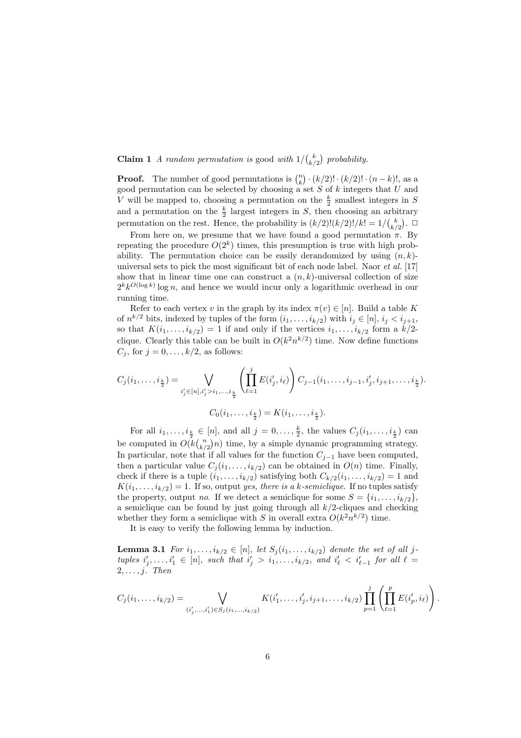**Claim 1** *A random permutation is* good *with* $1/\binom{k}{k/2}$ *probability.*

**Proof.** The number of good permutations is $\binom{n}{k} \cdot (k/2)! \cdot (k/2)! \cdot (n-k)!$, as a good permutation can be selected by choosing a set $S$ of $k$ integers that $U$ and $V$ will be mapped to, choosing a permutation on the $\frac{k}{2}$ smallest integers in $S$ and a permutation on the $\frac{k}{2}$ largest integers in $S$, then choosing an arbitrary permutation on the rest. Hence, the probability is $(k/2)!(k/2)!/k! = 1/\binom{k}{k/2}$. $\square$

From here on, we presume that we have found a good permutation $\pi$. By repeating the procedure $O(2^k)$ times, this presumption is true with high probability. The permutation choice can be easily derandomized by using $(n,k)$-universal sets to pick the most significant bit of each node label. Naor *et al.* [17] show that in linear time one can construct a $(n,k)$-universal collection of size $2^k k^{O(\log k)} \log n$, and hence we would incur only a logarithmic overhead in our running time.

Refer to each vertex $v$ in the graph by its index $\pi(v) \in [n]$. Build a table $K$ of $n^{k/2}$ bits, indexed by tuples of the form $(i_1, \ldots, i_{k/2})$ with $i_j \in [n]$, $i_j < i_{j+1}$, so that $K(i_1, \ldots, i_{k/2}) = 1$ if and only if the vertices $i_1, \ldots, i_{k/2}$ form a $k/2$-clique. Clearly this table can be built in $O(k^2 n^{k/2})$ time. Now define functions $C_j$, for $j = 0, \ldots, k/2$, as follows:

$$C_j(i_1, \ldots, i_{\frac{k}{2}}) = \bigvee_{i'_j \in [n], i'_j > i_1, \ldots, i_{\frac{k}{2}}} \left( \prod_{\ell=1}^{j} E(i'_j, i_\ell) \right) C_{j-1}(i_1, \ldots, i_{j-1}, i'_j, i_{j+1}, \ldots, i_{\frac{k}{2}}).$$

$$C_0(i_1, \ldots, i_{\frac{k}{2}}) = K(i_1, \ldots, i_{\frac{k}{2}}).$$

For all $i_1, \ldots, i_{\frac{k}{2}} \in [n]$, and all $j = 0, \ldots, \frac{k}{2}$, the values $C_j(i_1, \ldots, i_{\frac{k}{2}})$ can be computed in $O(k\binom{n}{k/2} n)$ time, by a simple dynamic programming strategy. In particular, note that if all values for the function $C_{j-1}$ have been computed, then a particular value $C_j(i_1, \ldots, i_{k/2})$ can be obtained in $O(n)$ time. Finally, check if there is a tuple $(i_1, \ldots, i_{k/2})$ satisfying both $C_{k/2}(i_1, \ldots, i_{k/2}) = 1$ and $K(i_1, \ldots, i_{k/2}) = 1$. If so, output *yes, there is a k-semiclique.* If no tuples satisfy the property, output *no.* If we detect a semiclique for some $S = \{i_1, \ldots, i_{k/2}\}$, a semiclique can be found by just going through all $k/2$-cliques and checking whether they form a semiclique with $S$ in overall extra $O(k^2 n^{k/2})$ time.

It is easy to verify the following lemma by induction.

**Lemma 3.1** *For $i_1, \ldots, i_{k/2} \in [n]$, let $S_j(i_1, \ldots, i_{k/2})$ denote the set of all $j$-tuples $i'_j, \ldots, i'_1 \in [n]$, such that $i'_j > i_1, \ldots, i_{k/2}$, and $i'_\ell < i'_{\ell-1}$ for all $\ell = 2, \ldots, j$. Then*

$$C_j(i_1, \ldots, i_{k/2}) = \bigvee_{(i'_j, \ldots, i'_1) \in S_j(i_1, \ldots, i_{k/2})} K(i'_1, \ldots, i'_j, i_{j+1}, \ldots, i_{k/2}) \prod_{p=1}^{j} \left( \prod_{\ell=1}^{p} E(i'_p, i_\ell) \right).$$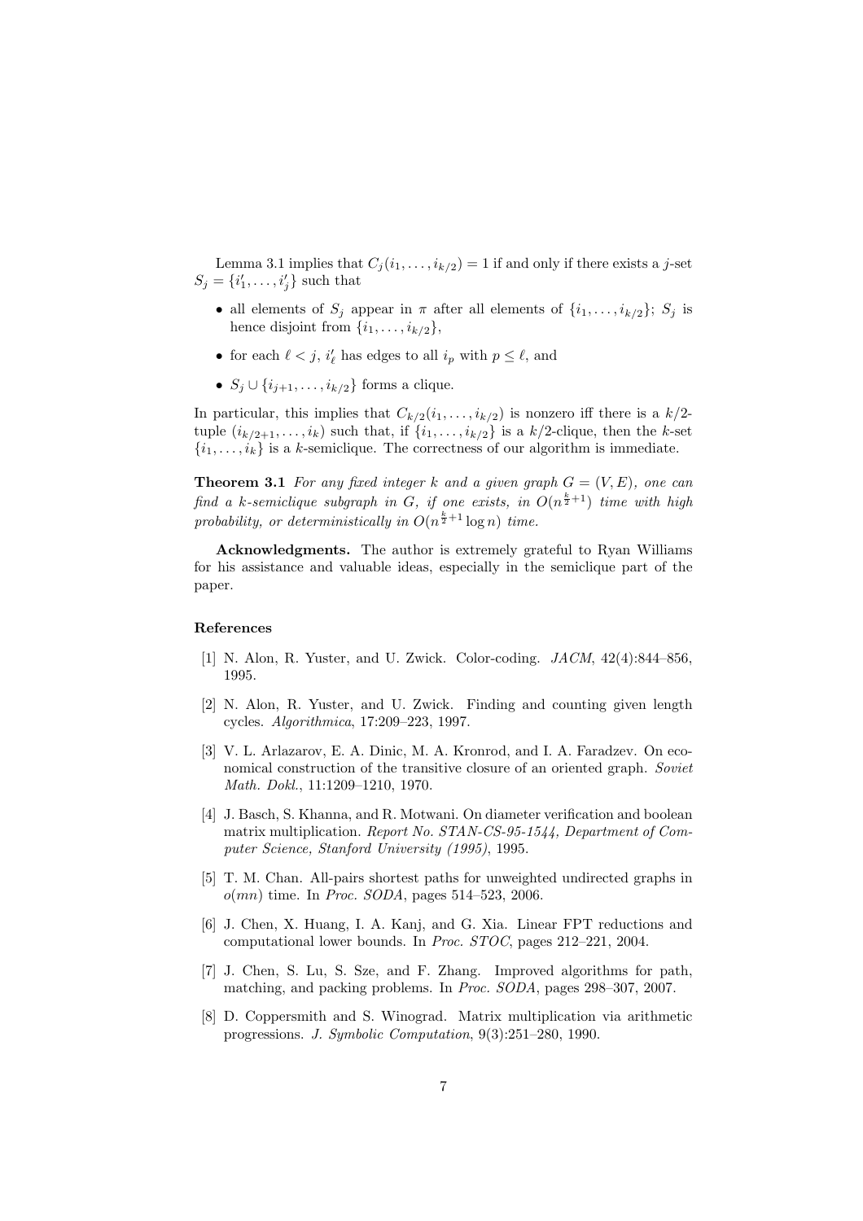Lemma 3.1 implies that $C_j(i_1, \ldots, i_{k/2}) = 1$ if and only if there exists a $j$-set $S_j = \{i'_1, \ldots, i'_j\}$ such that

- all elements of $S_j$ appear in $\pi$ after all elements of $\{i_1, \ldots, i_{k/2}\}$; $S_j$ is hence disjoint from $\{i_1, \ldots, i_{k/2}\}$,
- for each $\ell < j$, $i'_\ell$ has edges to all $i_p$ with $p \leq \ell$, and
- $S_j \cup \{i_{j+1}, \ldots, i_{k/2}\}$ forms a clique.

In particular, this implies that $C_{k/2}(i_1, \ldots, i_{k/2})$ is nonzero iff there is a $k/2$-tuple $(i_{k/2+1}, \ldots, i_k)$ such that, if $\{i_1, \ldots, i_{k/2}\}$ is a $k/2$-clique, then the $k$-set $\{i_1, \ldots, i_k\}$ is a $k$-semiclique. The correctness of our algorithm is immediate.

**Theorem 3.1** *For any fixed integer $k$ and a given graph $G = (V, E)$, one can find a $k$-semiclique subgraph in $G$, if one exists, in $O(n^{\frac{k}{2}+1})$ time with high probability, or deterministically in $O(n^{\frac{k}{2}+1} \log n)$ time.*

**Acknowledgments.** The author is extremely grateful to Ryan Williams for his assistance and valuable ideas, especially in the semiclique part of the paper.

### References

[1] N. Alon, R. Yuster, and U. Zwick. Color-coding. *JACM*, 42(4):844–856, 1995.

[2] N. Alon, R. Yuster, and U. Zwick. Finding and counting given length cycles. *Algorithmica*, 17:209–223, 1997.

[3] V. L. Arlazarov, E. A. Dinic, M. A. Kronrod, and I. A. Faradzev. On economical construction of the transitive closure of an oriented graph. *Soviet Math. Dokl.*, 11:1209–1210, 1970.

[4] J. Basch, S. Khanna, and R. Motwani. On diameter verification and boolean matrix multiplication. *Report No. STAN-CS-95-1544, Department of Computer Science, Stanford University (1995)*, 1995.

[5] T. M. Chan. All-pairs shortest paths for unweighted undirected graphs in $o(mn)$ time. In *Proc. SODA*, pages 514–523, 2006.

[6] J. Chen, X. Huang, I. A. Kanj, and G. Xia. Linear FPT reductions and computational lower bounds. In *Proc. STOC*, pages 212–221, 2004.

[7] J. Chen, S. Lu, S. Sze, and F. Zhang. Improved algorithms for path, matching, and packing problems. In *Proc. SODA*, pages 298–307, 2007.

[8] D. Coppersmith and S. Winograd. Matrix multiplication via arithmetic progressions. *J. Symbolic Computation*, 9(3):251–280, 1990.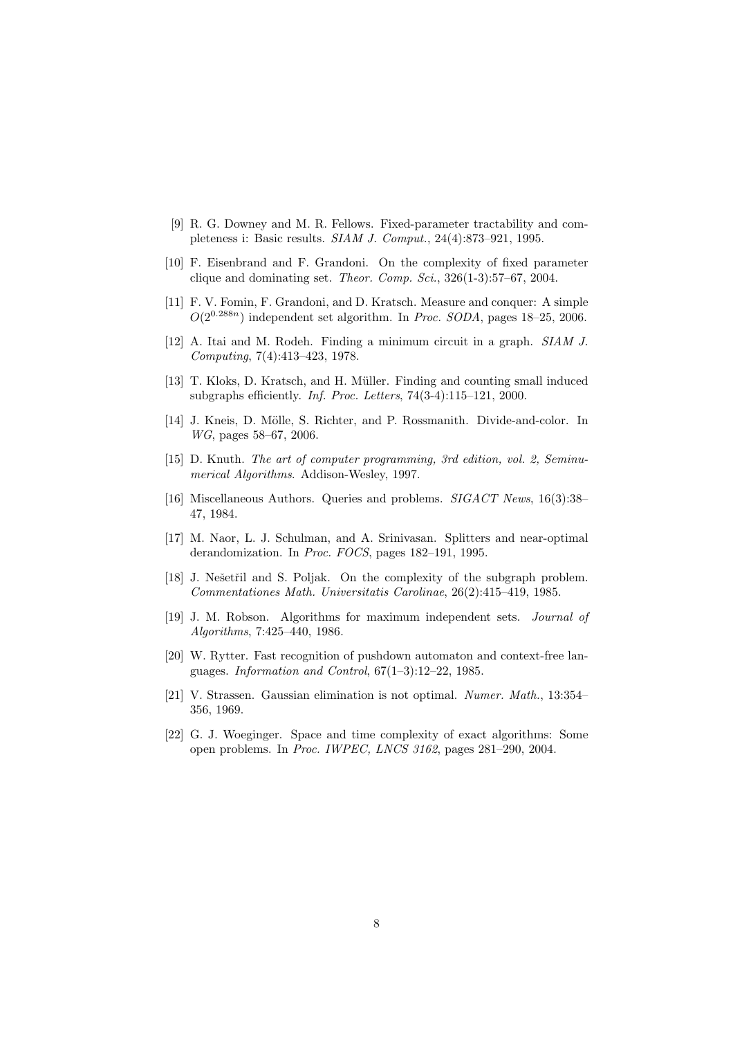[9] R. G. Downey and M. R. Fellows. Fixed-parameter tractability and completeness i: Basic results. *SIAM J. Comput.*, 24(4):873–921, 1995.

[10] F. Eisenbrand and F. Grandoni. On the complexity of fixed parameter clique and dominating set. *Theor. Comp. Sci.*, 326(1-3):57–67, 2004.

[11] F. V. Fomin, F. Grandoni, and D. Kratsch. Measure and conquer: A simple $O(2^{0.288n})$ independent set algorithm. In *Proc. SODA*, pages 18–25, 2006.

[12] A. Itai and M. Rodeh. Finding a minimum circuit in a graph. *SIAM J. Computing*, 7(4):413–423, 1978.

[13] T. Kloks, D. Kratsch, and H. Müller. Finding and counting small induced subgraphs efficiently. *Inf. Proc. Letters*, 74(3-4):115–121, 2000.

[14] J. Kneis, D. Mölle, S. Richter, and P. Rossmanith. Divide-and-color. In *WG*, pages 58–67, 2006.

[15] D. Knuth. *The art of computer programming, 3rd edition, vol. 2, Seminumerical Algorithms*. Addison-Wesley, 1997.

[16] Miscellaneous Authors. Queries and problems. *SIGACT News*, 16(3):38–47, 1984.

[17] M. Naor, L. J. Schulman, and A. Srinivasan. Splitters and near-optimal derandomization. In *Proc. FOCS*, pages 182–191, 1995.

[18] J. Nešetřil and S. Poljak. On the complexity of the subgraph problem. *Commentationes Math. Universitatis Carolinae*, 26(2):415–419, 1985.

[19] J. M. Robson. Algorithms for maximum independent sets. *Journal of Algorithms*, 7:425–440, 1986.

[20] W. Rytter. Fast recognition of pushdown automaton and context-free languages. *Information and Control*, 67(1–3):12–22, 1985.

[21] V. Strassen. Gaussian elimination is not optimal. *Numer. Math.*, 13:354–356, 1969.

[22] G. J. Woeginger. Space and time complexity of exact algorithms: Some open problems. In *Proc. IWPEC, LNCS 3162*, pages 281–290, 2004.